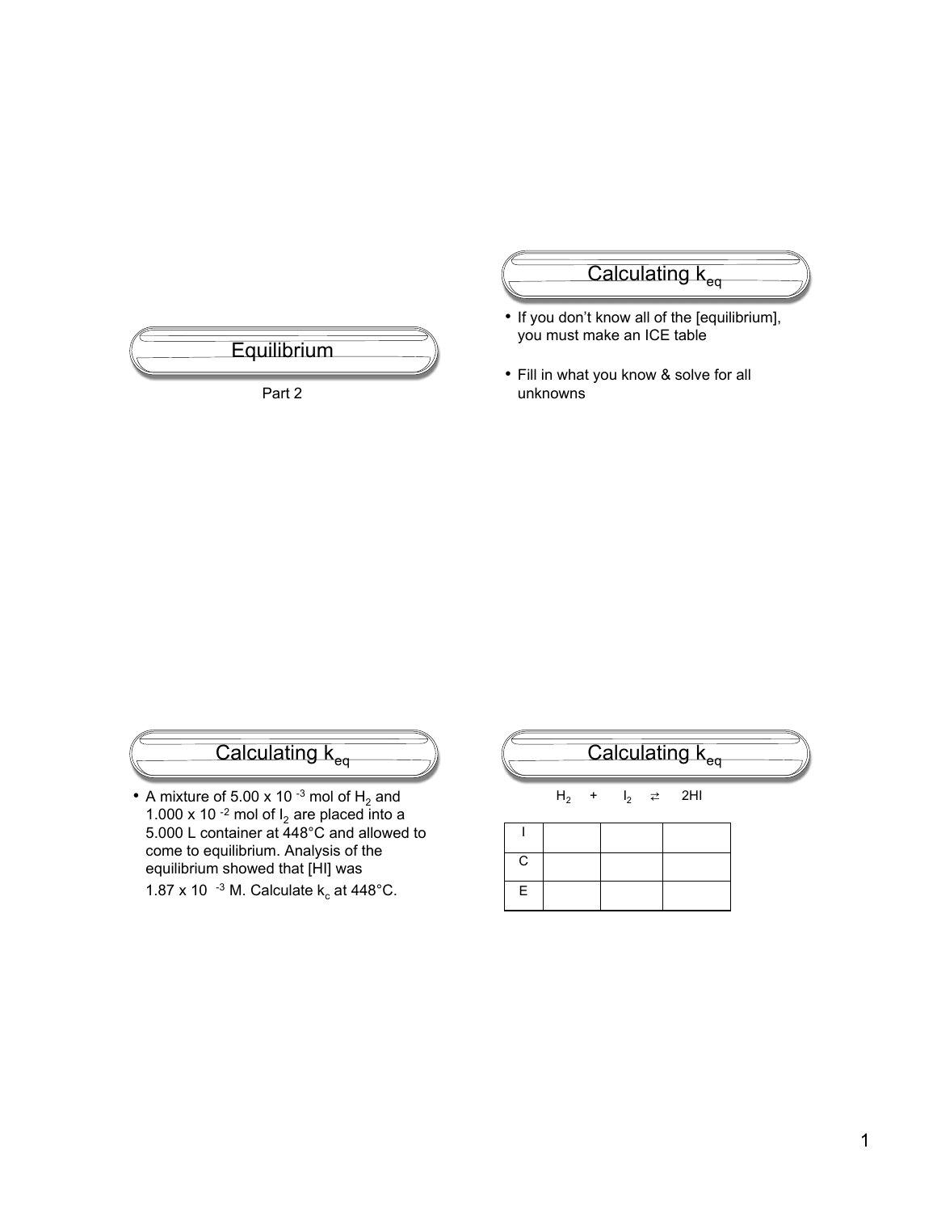# Equilibrium

Part 2

## Calculating $k_{eq}$

- If you don't know all of the [equilibrium], you must make an ICE table
- Fill in what you know & solve for all unknowns

## Calculating $k_{eq}$

- A mixture of $5.00 \times 10^{-3}$ mol of $H_2$ and $1.000 \times 10^{-2}$ mol of $I_2$ are placed into a 5.000 L container at 448°C and allowed to come to equilibrium. Analysis of the equilibrium showed that [HI] was $1.87 \times 10^{-3}$ M. Calculate $k_c$ at 448°C.

## Calculating $k_{eq}$

$$H_2 + I_2 \rightleftarrows 2HI$$

| | | | |
|---|---|---|---|
| I | | | |
| C | | | |
| E | | | |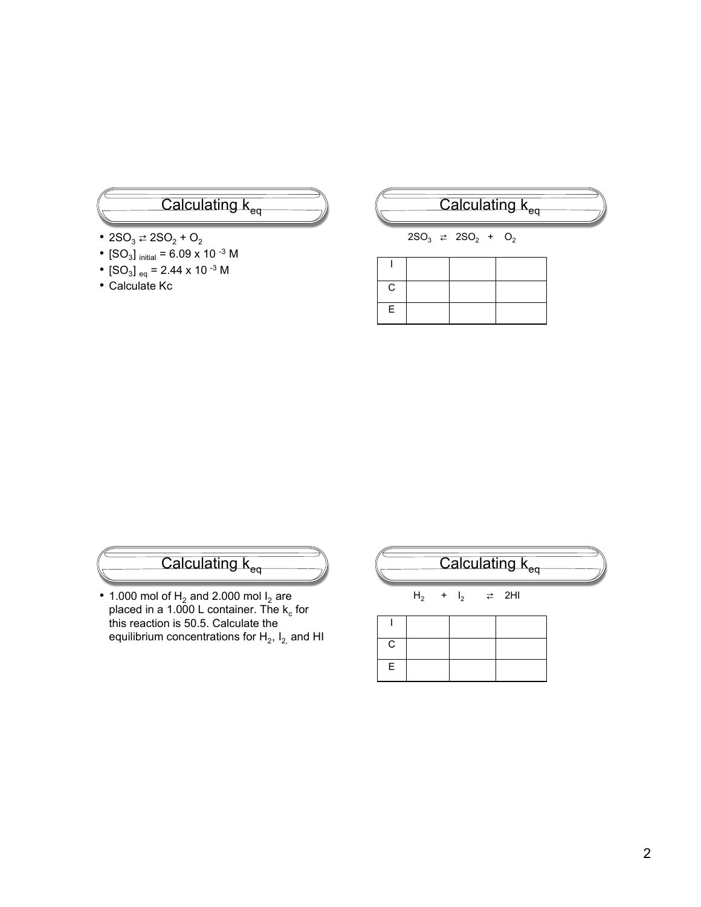## Calculating $k_{eq}$

- $2SO_3 \rightleftarrows 2SO_2 + O_2$
- $[SO_3]_{initial} = 6.09 \times 10^{-3}$ M
- $[SO_3]_{eq} = 2.44 \times 10^{-3}$ M
- Calculate Kc

## Calculating $k_{eq}$

$2SO_3 \rightleftarrows 2SO_2 + O_2$

| | | | |
|---|---|---|---|
| I | | | |
| C | | | |
| E | | | |

## Calculating $k_{eq}$

- 1.000 mol of $H_2$ and 2.000 mol $I_2$ are placed in a 1.000 L container. The $k_c$ for this reaction is 50.5. Calculate the equilibrium concentrations for $H_2$, $I_2$, and HI

## Calculating $k_{eq}$

$H_2 + I_2 \rightleftarrows 2HI$

| | | | |
|---|---|---|---|
| I | | | |
| C | | | |
| E | | | |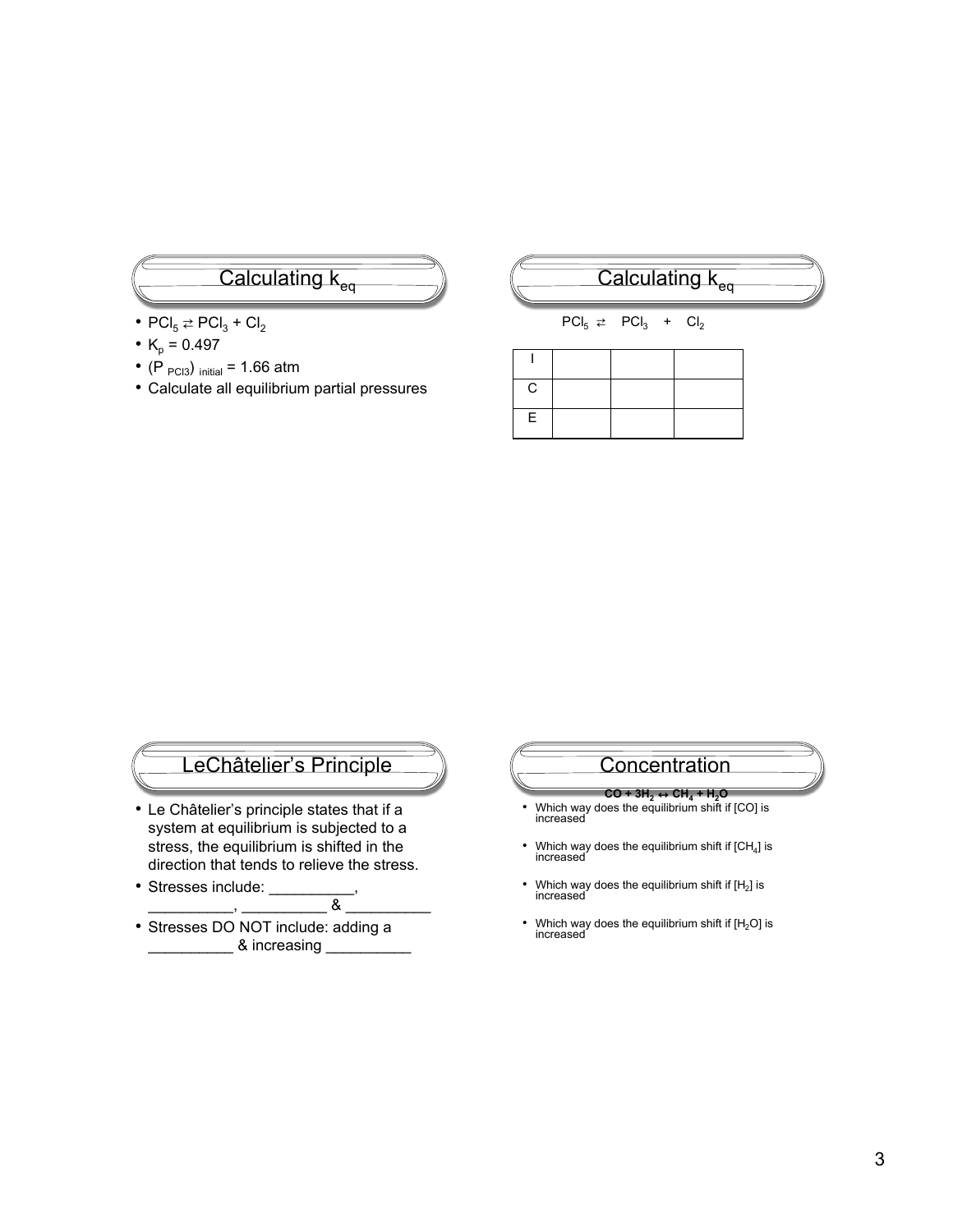## Calculating $k_{eq}$

- $PCl_5 \rightleftarrows PCl_3 + Cl_2$
- $K_p = 0.497$
- $(P_{PCl3})_{initial} = 1.66$ atm
- Calculate all equilibrium partial pressures

## Calculating $k_{eq}$

$PCl_5 \rightleftarrows PCl_3 + Cl_2$

| | | | |
|---|---|---|---|
| I | | | |
| C | | | |
| E | | | |

## LeChâtelier's Principle

- Le Châtelier's principle states that if a system at equilibrium is subjected to a stress, the equilibrium is shifted in the direction that tends to relieve the stress.
- Stresses include: __________, __________, __________ & __________
- Stresses DO NOT include: adding a __________ & increasing __________

## Concentration

**$CO + 3H_2 \leftrightarrow CH_4 + H_2O$**

- Which way does the equilibrium shift if [CO] is increased
- Which way does the equilibrium shift if [$CH_4$] is increased
- Which way does the equilibrium shift if [$H_2$] is increased
- Which way does the equilibrium shift if [$H_2O$] is increased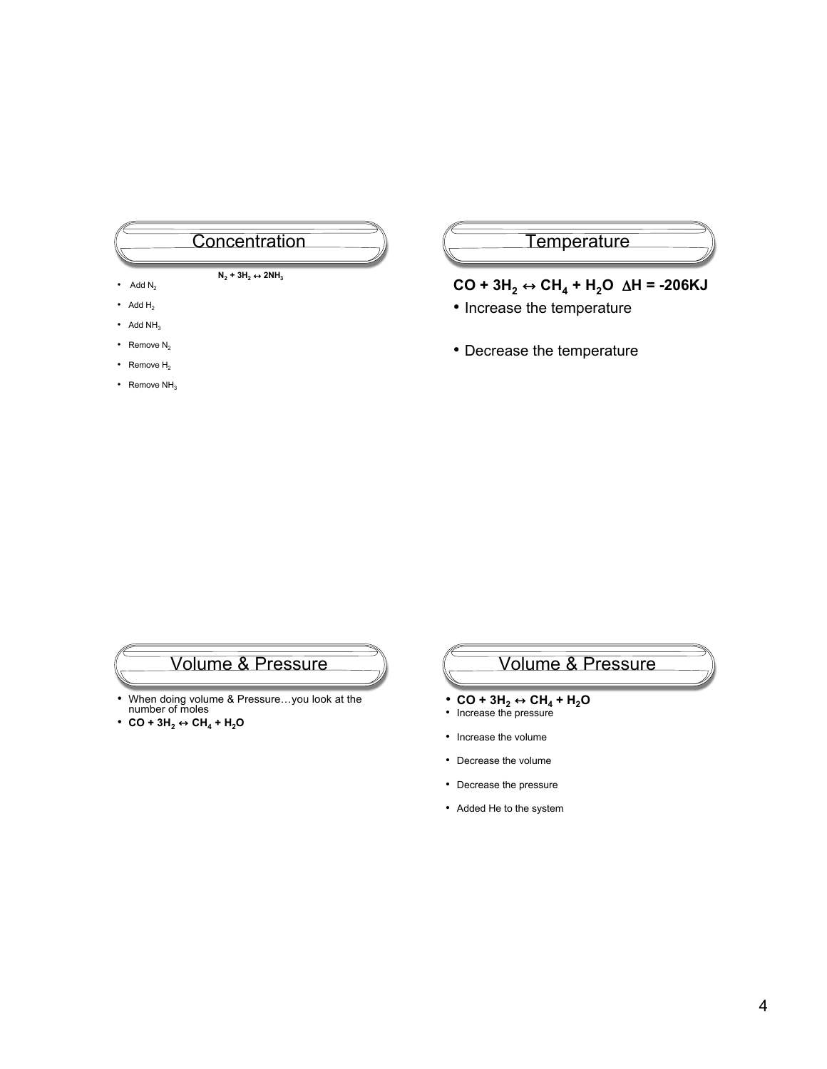## Concentration

$N_2 + 3H_2 \leftrightarrow 2NH_3$

- Add $N_2$
- Add $H_2$
- Add $NH_3$
- Remove $N_2$
- Remove $H_2$
- Remove $NH_3$

## Temperature

**$CO + 3H_2 \leftrightarrow CH_4 + H_2O$ $\Delta H = -206KJ$**

- Increase the temperature
- Decrease the temperature

## Volume & Pressure

- When doing volume & Pressure…you look at the number of moles
- **$CO + 3H_2 \leftrightarrow CH_4 + H_2O$**

## Volume & Pressure

- **$CO + 3H_2 \leftrightarrow CH_4 + H_2O$**
- Increase the pressure
- Increase the volume
- Decrease the volume
- Decrease the pressure
- Added He to the system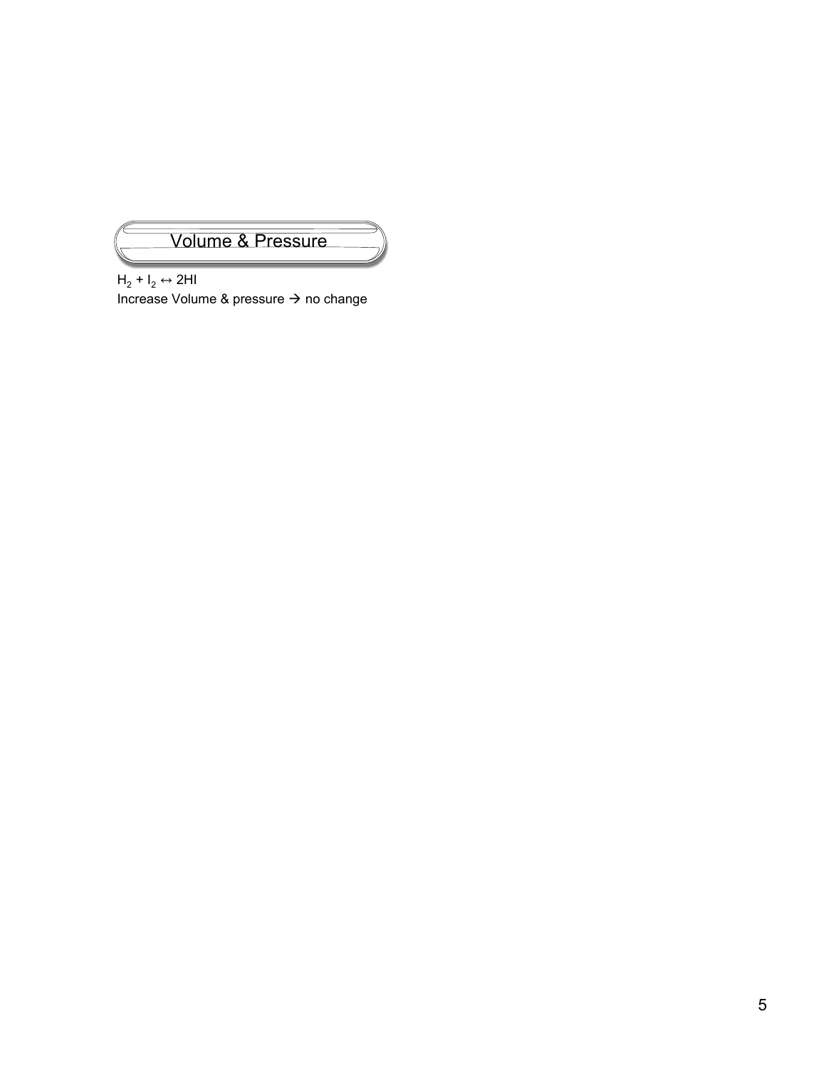## Volume & Pressure

$H_2 + I_2 \leftrightarrow 2HI$

Increase Volume & pressure → no change